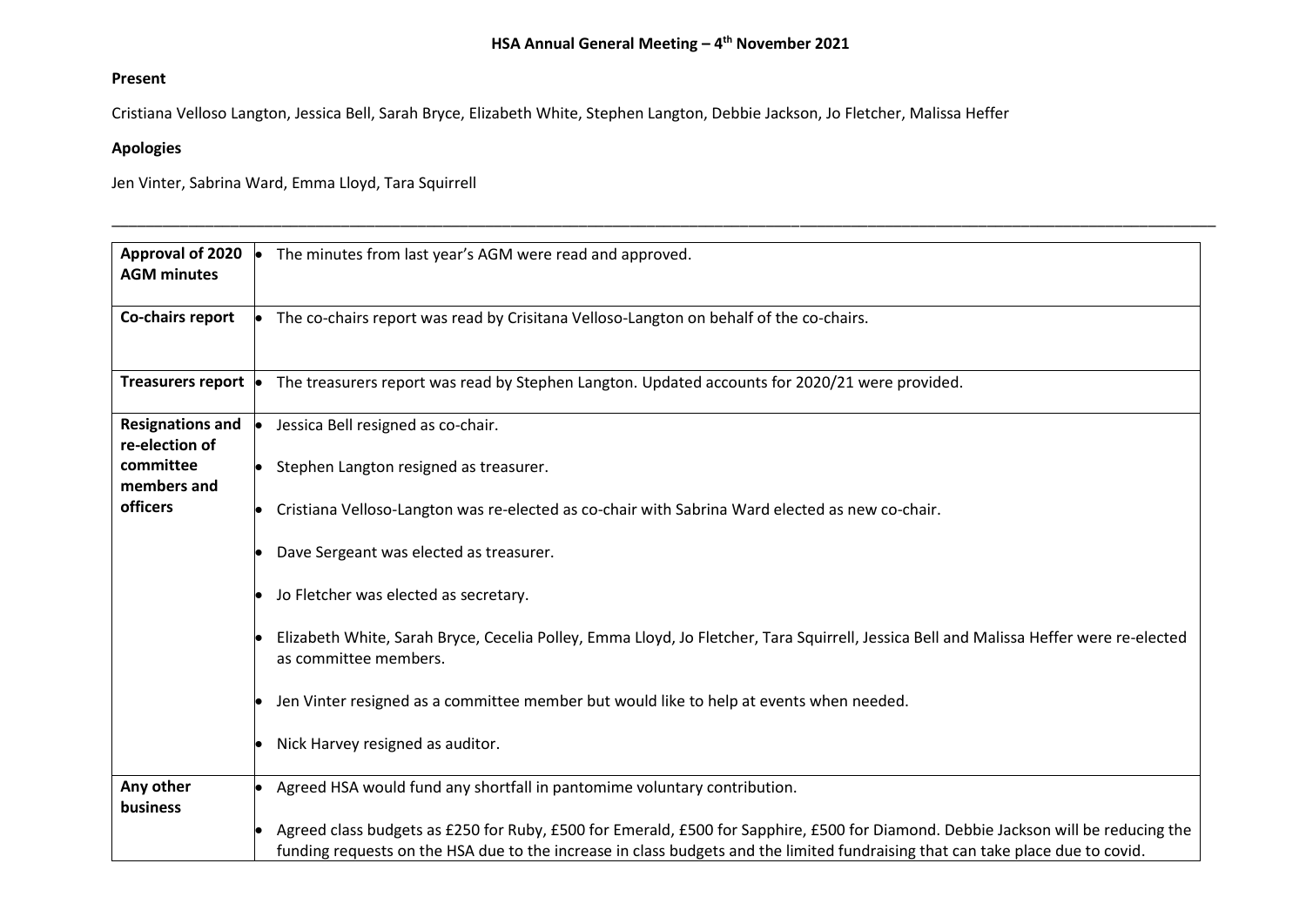# HSA Annual General Meeting – 4th November 2021

**Present**

Cristiana Velloso Langton, Jessica Bell, Sarah Bryce, Elizabeth White, Stephen Langton, Debbie Jackson, Jo Fletcher, Malissa Heffer

**Apologies**

Jen Vinter, Sabrina Ward, Emma Lloyd, Tara Squirrell

---

| | |
|---|---|
| **Approval of 2020 AGM minutes** | • The minutes from last year's AGM were read and approved. |
| **Co-chairs report** | • The co-chairs report was read by Crisitana Velloso-Langton on behalf of the co-chairs. |
| **Treasurers report** | • The treasurers report was read by Stephen Langton. Updated accounts for 2020/21 were provided. |
| **Resignations and re-election of committee members and officers** | • Jessica Bell resigned as co-chair.<br>• Stephen Langton resigned as treasurer.<br>• Cristiana Velloso-Langton was re-elected as co-chair with Sabrina Ward elected as new co-chair.<br>• Dave Sergeant was elected as treasurer.<br>• Jo Fletcher was elected as secretary.<br>• Elizabeth White, Sarah Bryce, Cecelia Polley, Emma Lloyd, Jo Fletcher, Tara Squirrell, Jessica Bell and Malissa Heffer were re-elected as committee members.<br>• Jen Vinter resigned as a committee member but would like to help at events when needed.<br>• Nick Harvey resigned as auditor. |
| **Any other business** | • Agreed HSA would fund any shortfall in pantomime voluntary contribution.<br>• Agreed class budgets as £250 for Ruby, £500 for Emerald, £500 for Sapphire, £500 for Diamond. Debbie Jackson will be reducing the funding requests on the HSA due to the increase in class budgets and the limited fundraising that can take place due to covid. |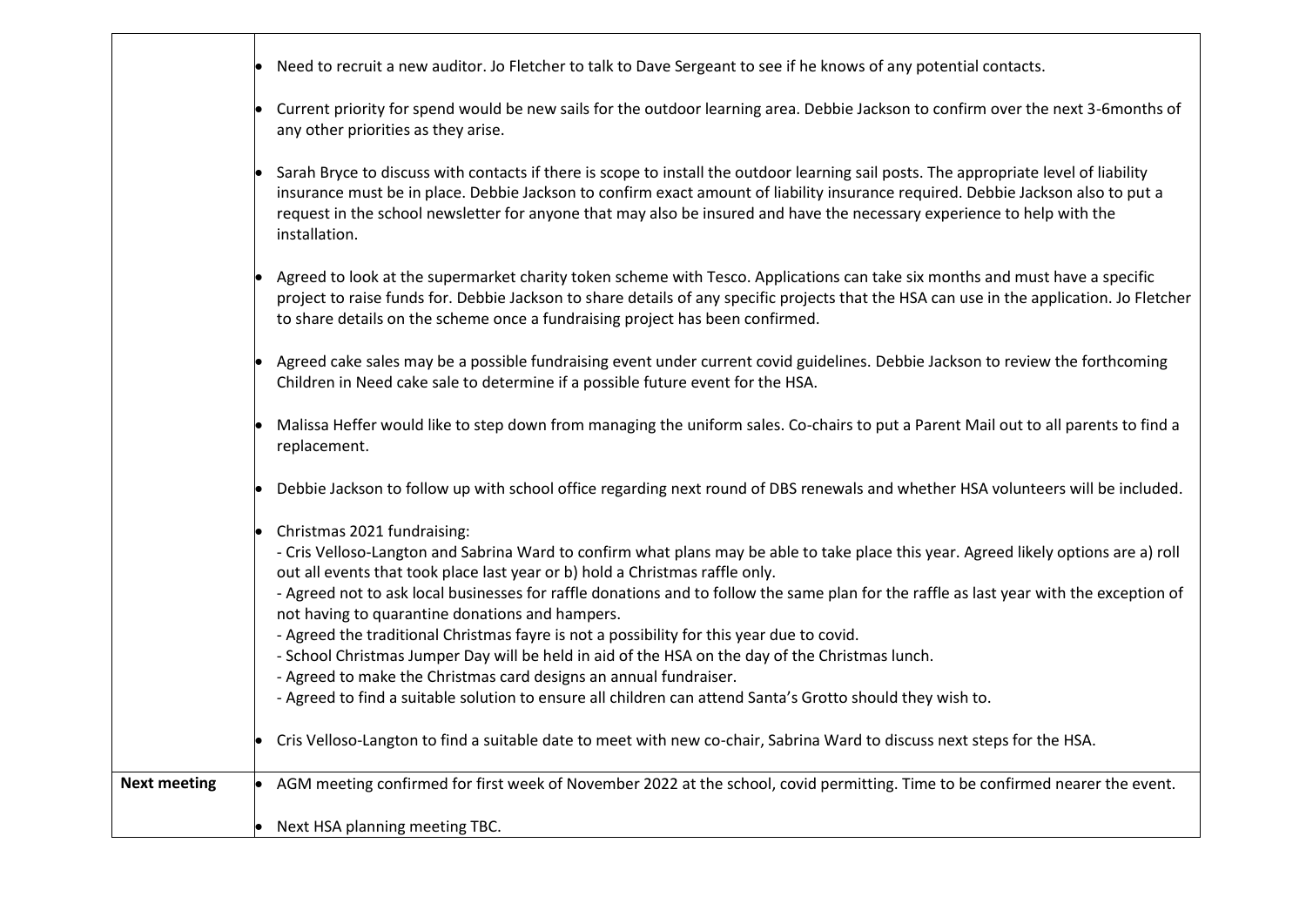| | |
|---|---|
| | • Need to recruit a new auditor. Jo Fletcher to talk to Dave Sergeant to see if he knows of any potential contacts.<br><br>• Current priority for spend would be new sails for the outdoor learning area. Debbie Jackson to confirm over the next 3-6months of any other priorities as they arise.<br><br>• Sarah Bryce to discuss with contacts if there is scope to install the outdoor learning sail posts. The appropriate level of liability insurance must be in place. Debbie Jackson to confirm exact amount of liability insurance required. Debbie Jackson also to put a request in the school newsletter for anyone that may also be insured and have the necessary experience to help with the installation.<br><br>• Agreed to look at the supermarket charity token scheme with Tesco. Applications can take six months and must have a specific project to raise funds for. Debbie Jackson to share details of any specific projects that the HSA can use in the application. Jo Fletcher to share details on the scheme once a fundraising project has been confirmed.<br><br>• Agreed cake sales may be a possible fundraising event under current covid guidelines. Debbie Jackson to review the forthcoming Children in Need cake sale to determine if a possible future event for the HSA.<br><br>• Malissa Heffer would like to step down from managing the uniform sales. Co-chairs to put a Parent Mail out to all parents to find a replacement.<br><br>• Debbie Jackson to follow up with school office regarding next round of DBS renewals and whether HSA volunteers will be included.<br><br>• Christmas 2021 fundraising:<br>- Cris Velloso-Langton and Sabrina Ward to confirm what plans may be able to take place this year. Agreed likely options are a) roll out all events that took place last year or b) hold a Christmas raffle only.<br>- Agreed not to ask local businesses for raffle donations and to follow the same plan for the raffle as last year with the exception of not having to quarantine donations and hampers.<br>- Agreed the traditional Christmas fayre is not a possibility for this year due to covid.<br>- School Christmas Jumper Day will be held in aid of the HSA on the day of the Christmas lunch.<br>- Agreed to make the Christmas card designs an annual fundraiser.<br>- Agreed to find a suitable solution to ensure all children can attend Santa's Grotto should they wish to.<br><br>• Cris Velloso-Langton to find a suitable date to meet with new co-chair, Sabrina Ward to discuss next steps for the HSA. |
| **Next meeting** | • AGM meeting confirmed for first week of November 2022 at the school, covid permitting. Time to be confirmed nearer the event.<br><br>• Next HSA planning meeting TBC. |